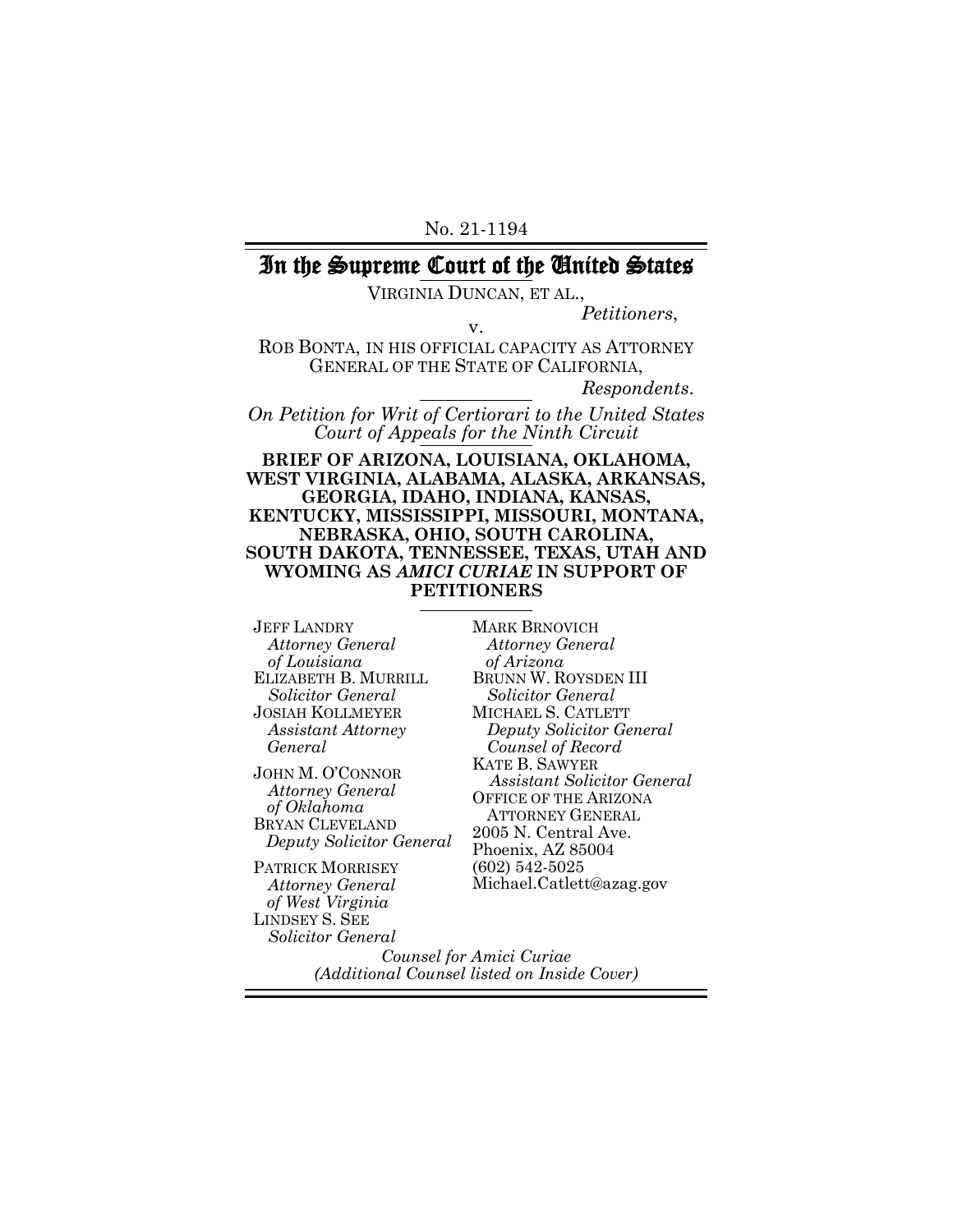No. 21-1194

# In the Supreme Court of the United States

VIRGINIA DUNCAN, ET AL.,

*Petitioners*,

v.

ROB BONTA, IN HIS OFFICIAL CAPACITY AS ATTORNEY GENERAL OF THE STATE OF CALIFORNIA,

*Respondents*.

*On Petition for Writ of Certiorari to the United States Court of Appeals for the Ninth Circuit*

**BRIEF OF ARIZONA, LOUISIANA, OKLAHOMA, WEST VIRGINIA, ALABAMA, ALASKA, ARKANSAS, GEORGIA, IDAHO, INDIANA, KANSAS, KENTUCKY, MISSISSIPPI, MISSOURI, MONTANA, NEBRASKA, OHIO, SOUTH CAROLINA, SOUTH DAKOTA, TENNESSEE, TEXAS, UTAH AND WYOMING AS *AMICI CURIAE* IN SUPPORT OF PETITIONERS**

JEFF LANDRY
*Attorney General of Louisiana*
ELIZABETH B. MURRILL
*Solicitor General*
JOSIAH KOLLMEYER
*Assistant Attorney General*

JOHN M. O'CONNOR
*Attorney General of Oklahoma*
BRYAN CLEVELAND
*Deputy Solicitor General*

PATRICK MORRISEY
*Attorney General of West Virginia*
LINDSEY S. SEE
*Solicitor General*

MARK BRNOVICH
*Attorney General of Arizona*
BRUNN W. ROYSDEN III
*Solicitor General*
MICHAEL S. CATLETT
*Deputy Solicitor General*
*Counsel of Record*
KATE B. SAWYER
*Assistant Solicitor General*
OFFICE OF THE ARIZONA ATTORNEY GENERAL
2005 N. Central Ave.
Phoenix, AZ 85004
(602) 542-5025
Michael.Catlett@azag.gov

*Counsel for Amici Curiae*
*(Additional Counsel listed on Inside Cover)*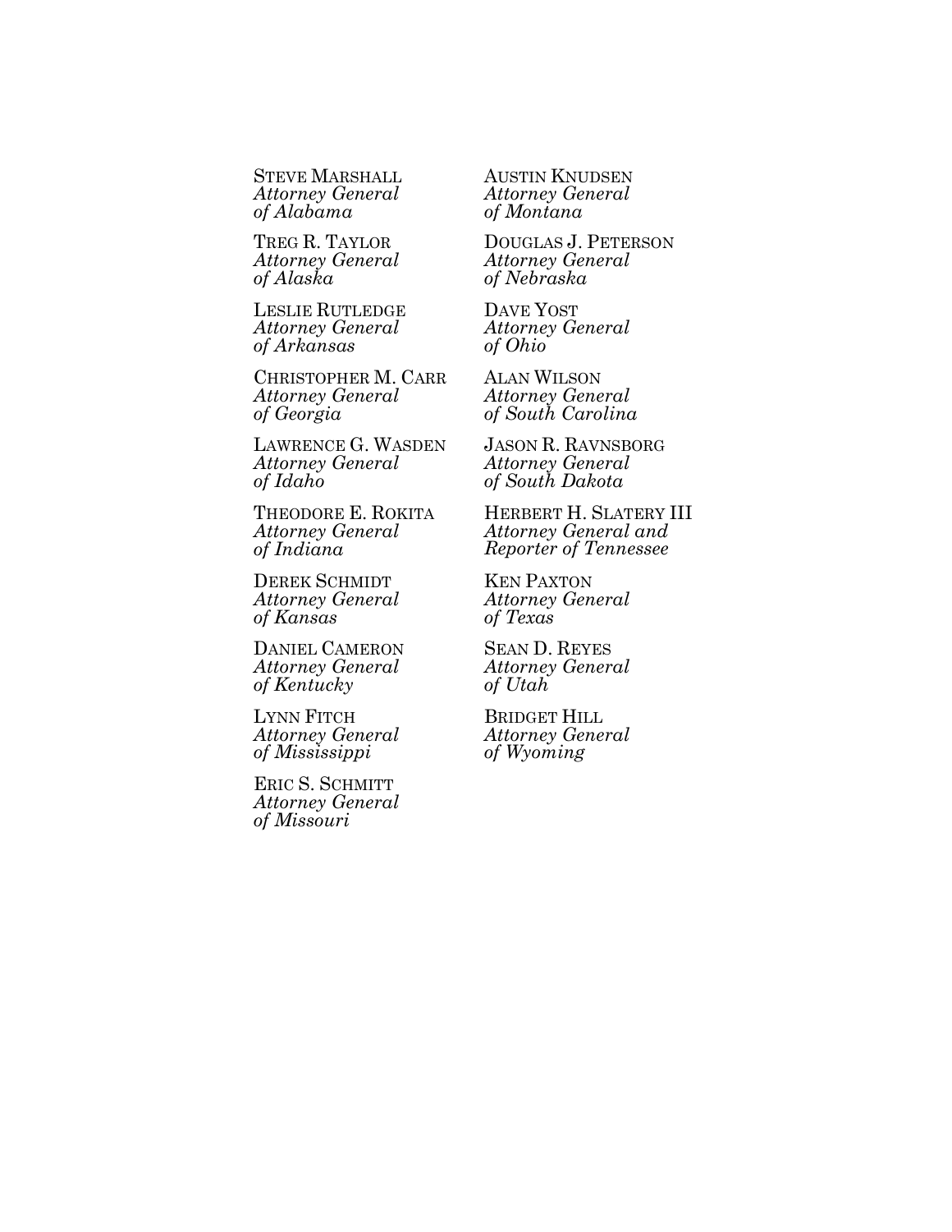STEVE MARSHALL
*Attorney General of Alabama*

TREG R. TAYLOR
*Attorney General of Alaska*

LESLIE RUTLEDGE
*Attorney General of Arkansas*

CHRISTOPHER M. CARR
*Attorney General of Georgia*

LAWRENCE G. WASDEN
*Attorney General of Idaho*

THEODORE E. ROKITA
*Attorney General of Indiana*

DEREK SCHMIDT
*Attorney General of Kansas*

DANIEL CAMERON
*Attorney General of Kentucky*

LYNN FITCH
*Attorney General of Mississippi*

ERIC S. SCHMITT
*Attorney General of Missouri*

AUSTIN KNUDSEN
*Attorney General of Montana*

DOUGLAS J. PETERSON
*Attorney General of Nebraska*

DAVE YOST
*Attorney General of Ohio*

ALAN WILSON
*Attorney General of South Carolina*

JASON R. RAVNSBORG
*Attorney General of South Dakota*

HERBERT H. SLATERY III
*Attorney General and Reporter of Tennessee*

KEN PAXTON
*Attorney General of Texas*

SEAN D. REYES
*Attorney General of Utah*

BRIDGET HILL
*Attorney General of Wyoming*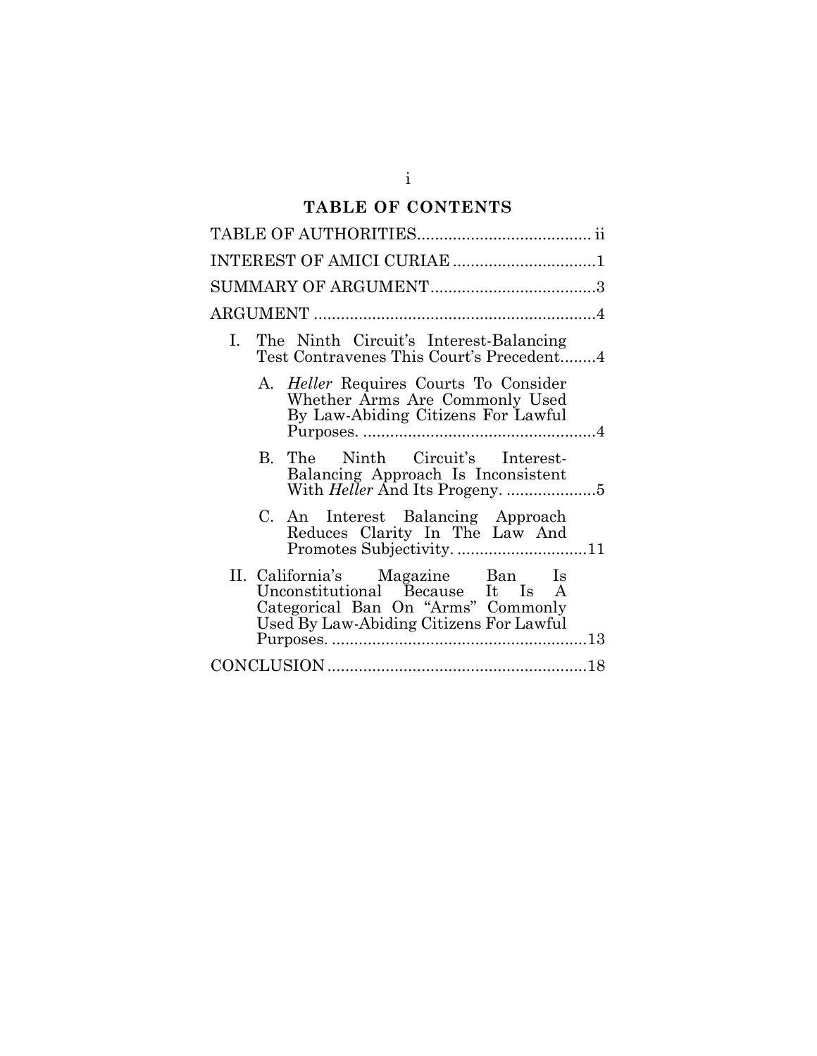# TABLE OF CONTENTS

TABLE OF AUTHORITIES ....................................... ii

INTEREST OF AMICI CURIAE ................................ 1

SUMMARY OF ARGUMENT ..................................... 3

ARGUMENT ................................................................ 4

- I. The Ninth Circuit's Interest-Balancing Test Contravenes This Court's Precedent ........ 4
  - A. *Heller* Requires Courts To Consider Whether Arms Are Commonly Used By Law-Abiding Citizens For Lawful Purposes. ...................................................... 4
  - B. The Ninth Circuit's Interest-Balancing Approach Is Inconsistent With *Heller* And Its Progeny. .................... 5
  - C. An Interest Balancing Approach Reduces Clarity In The Law And Promotes Subjectivity. ............................. 11
- II. California's Magazine Ban Is Unconstitutional Because It Is A Categorical Ban On "Arms" Commonly Used By Law-Abiding Citizens For Lawful Purposes. ........................................................ 13

CONCLUSION ........................................................... 18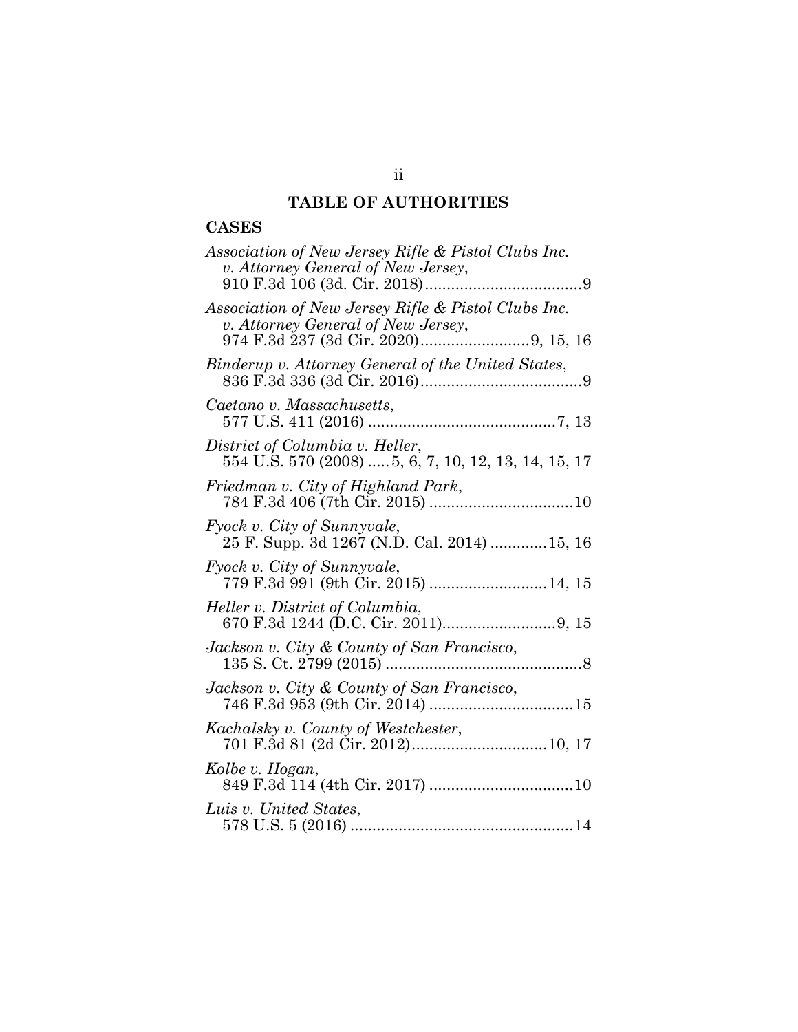# TABLE OF AUTHORITIES

## CASES

*Association of New Jersey Rifle & Pistol Clubs Inc. v. Attorney General of New Jersey*, 910 F.3d 106 (3d. Cir. 2018)....................................9

*Association of New Jersey Rifle & Pistol Clubs Inc. v. Attorney General of New Jersey*, 974 F.3d 237 (3d Cir. 2020).........................9, 15, 16

*Binderup v. Attorney General of the United States*, 836 F.3d 336 (3d Cir. 2016).....................................9

*Caetano v. Massachusetts*, 577 U.S. 411 (2016) ...........................................7, 13

*District of Columbia v. Heller*, 554 U.S. 570 (2008) .....5, 6, 7, 10, 12, 13, 14, 15, 17

*Friedman v. City of Highland Park*, 784 F.3d 406 (7th Cir. 2015) .................................10

*Fyock v. City of Sunnyvale*, 25 F. Supp. 3d 1267 (N.D. Cal. 2014) .............15, 16

*Fyock v. City of Sunnyvale*, 779 F.3d 991 (9th Cir. 2015) ...........................14, 15

*Heller v. District of Columbia*, 670 F.3d 1244 (D.C. Cir. 2011)..........................9, 15

*Jackson v. City & County of San Francisco*, 135 S. Ct. 2799 (2015) .............................................8

*Jackson v. City & County of San Francisco*, 746 F.3d 953 (9th Cir. 2014) .................................15

*Kachalsky v. County of Westchester*, 701 F.3d 81 (2d Cir. 2012)...............................10, 17

*Kolbe v. Hogan*, 849 F.3d 114 (4th Cir. 2017) .................................10

*Luis v. United States*, 578 U.S. 5 (2016) ...................................................14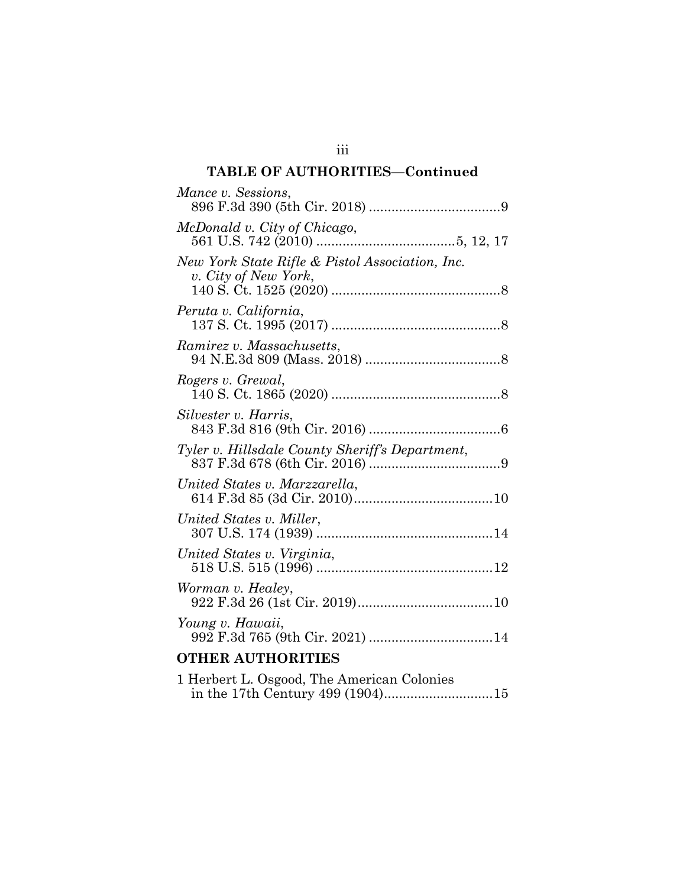## TABLE OF AUTHORITIES—Continued

*Mance v. Sessions*,
896 F.3d 390 (5th Cir. 2018) ..................................9

*McDonald v. City of Chicago*,
561 U.S. 742 (2010) ....................................5, 12, 17

*New York State Rifle & Pistol Association, Inc. v. City of New York*,
140 S. Ct. 1525 (2020) .............................................8

*Peruta v. California*,
137 S. Ct. 1995 (2017) .............................................8

*Ramirez v. Massachusetts*,
94 N.E.3d 809 (Mass. 2018) ....................................8

*Rogers v. Grewal*,
140 S. Ct. 1865 (2020) .............................................8

*Silvester v. Harris*,
843 F.3d 816 (9th Cir. 2016) ...................................6

*Tyler v. Hillsdale County Sheriff's Department*,
837 F.3d 678 (6th Cir. 2016) ...................................9

*United States v. Marzzarella*,
614 F.3d 85 (3d Cir. 2010).....................................10

*United States v. Miller*,
307 U.S. 174 (1939) ...............................................14

*United States v. Virginia*,
518 U.S. 515 (1996) ...............................................12

*Worman v. Healey*,
922 F.3d 26 (1st Cir. 2019)....................................10

*Young v. Hawaii*,
992 F.3d 765 (9th Cir. 2021) .................................14

**OTHER AUTHORITIES**

1 Herbert L. Osgood, The American Colonies in the 17th Century 499 (1904).............................15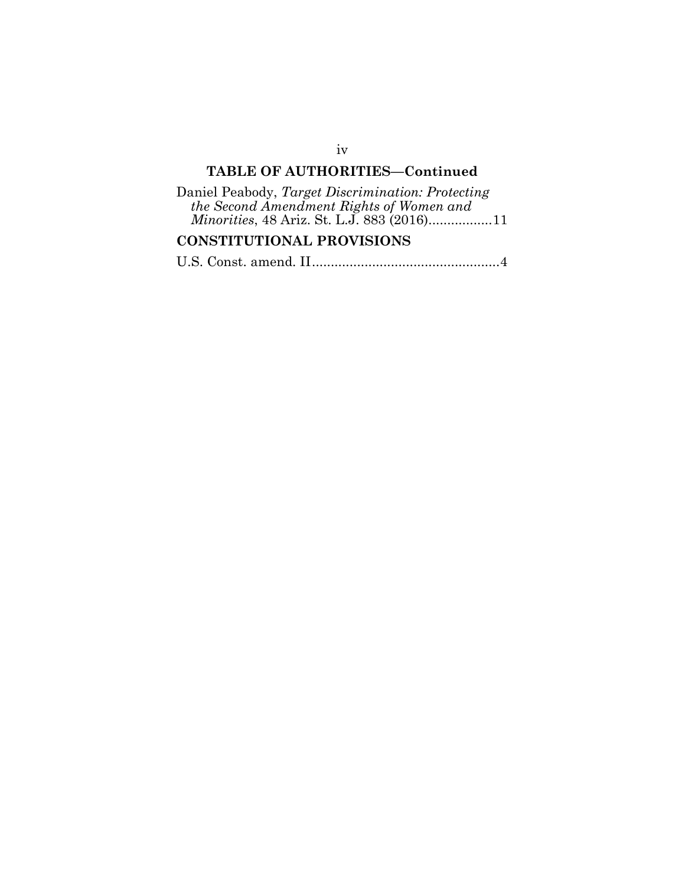**TABLE OF AUTHORITIES—Continued**

Daniel Peabody, *Target Discrimination: Protecting the Second Amendment Rights of Women and Minorities*, 48 Ariz. St. L.J. 883 (2016).................11

**CONSTITUTIONAL PROVISIONS**

U.S. Const. amend. II..................................................4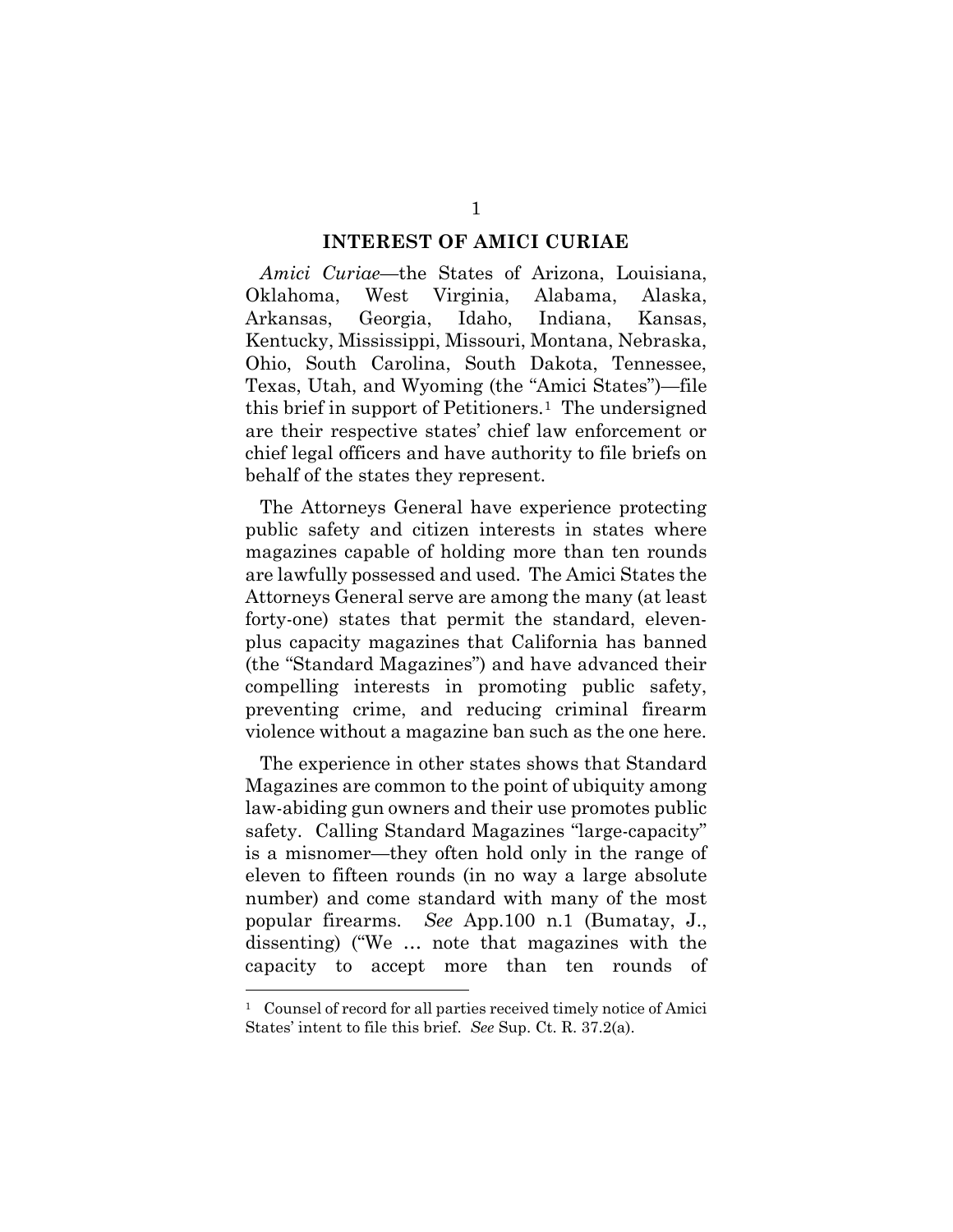## INTEREST OF AMICI CURIAE

*Amici Curiae*—the States of Arizona, Louisiana, Oklahoma, West Virginia, Alabama, Alaska, Arkansas, Georgia, Idaho, Indiana, Kansas, Kentucky, Mississippi, Missouri, Montana, Nebraska, Ohio, South Carolina, South Dakota, Tennessee, Texas, Utah, and Wyoming (the "Amici States")—file this brief in support of Petitioners.[1] The undersigned are their respective states' chief law enforcement or chief legal officers and have authority to file briefs on behalf of the states they represent.

The Attorneys General have experience protecting public safety and citizen interests in states where magazines capable of holding more than ten rounds are lawfully possessed and used. The Amici States the Attorneys General serve are among the many (at least forty-one) states that permit the standard, eleven-plus capacity magazines that California has banned (the "Standard Magazines") and have advanced their compelling interests in promoting public safety, preventing crime, and reducing criminal firearm violence without a magazine ban such as the one here.

The experience in other states shows that Standard Magazines are common to the point of ubiquity among law-abiding gun owners and their use promotes public safety. Calling Standard Magazines "large-capacity" is a misnomer—they often hold only in the range of eleven to fifteen rounds (in no way a large absolute number) and come standard with many of the most popular firearms. *See* App.100 n.1 (Bumatay, J., dissenting) ("We … note that magazines with the capacity to accept more than ten rounds of

---

[1] Counsel of record for all parties received timely notice of Amici States' intent to file this brief. *See* Sup. Ct. R. 37.2(a).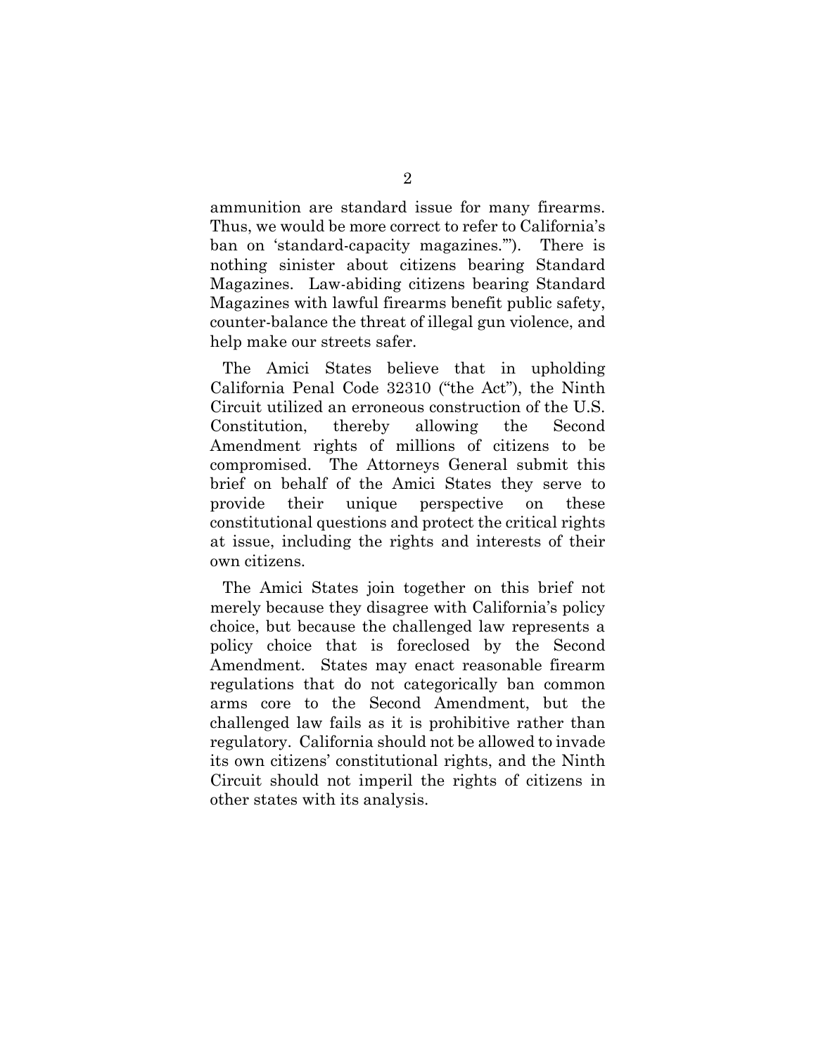ammunition are standard issue for many firearms. Thus, we would be more correct to refer to California's ban on 'standard-capacity magazines.'"). There is nothing sinister about citizens bearing Standard Magazines. Law-abiding citizens bearing Standard Magazines with lawful firearms benefit public safety, counter-balance the threat of illegal gun violence, and help make our streets safer.

The Amici States believe that in upholding California Penal Code 32310 ("the Act"), the Ninth Circuit utilized an erroneous construction of the U.S. Constitution, thereby allowing the Second Amendment rights of millions of citizens to be compromised. The Attorneys General submit this brief on behalf of the Amici States they serve to provide their unique perspective on these constitutional questions and protect the critical rights at issue, including the rights and interests of their own citizens.

The Amici States join together on this brief not merely because they disagree with California's policy choice, but because the challenged law represents a policy choice that is foreclosed by the Second Amendment. States may enact reasonable firearm regulations that do not categorically ban common arms core to the Second Amendment, but the challenged law fails as it is prohibitive rather than regulatory. California should not be allowed to invade its own citizens' constitutional rights, and the Ninth Circuit should not imperil the rights of citizens in other states with its analysis.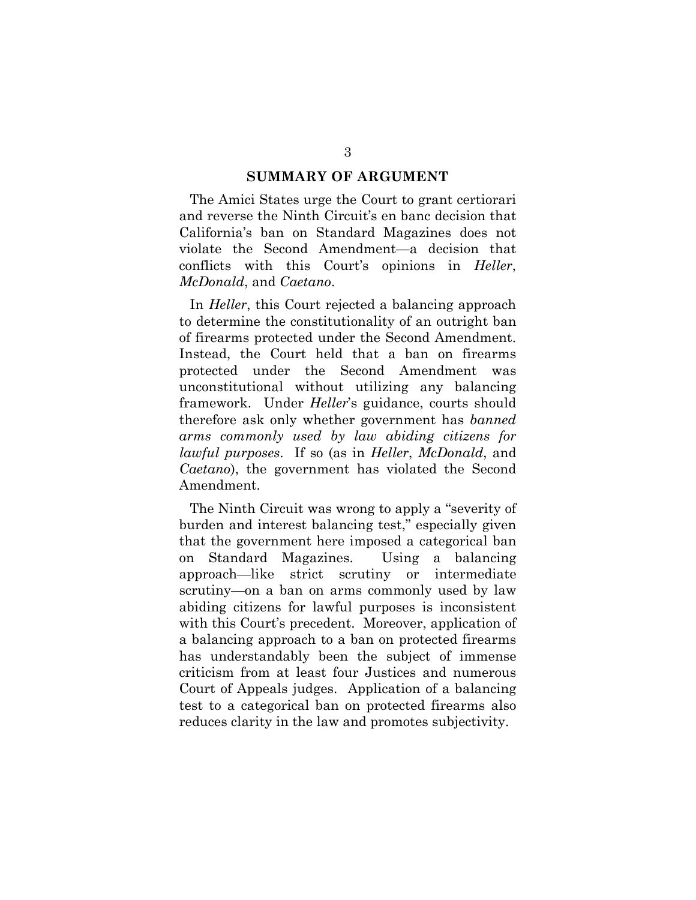## SUMMARY OF ARGUMENT

The Amici States urge the Court to grant certiorari and reverse the Ninth Circuit's en banc decision that California's ban on Standard Magazines does not violate the Second Amendment—a decision that conflicts with this Court's opinions in *Heller*, *McDonald*, and *Caetano*.

In *Heller*, this Court rejected a balancing approach to determine the constitutionality of an outright ban of firearms protected under the Second Amendment. Instead, the Court held that a ban on firearms protected under the Second Amendment was unconstitutional without utilizing any balancing framework. Under *Heller*'s guidance, courts should therefore ask only whether government has *banned arms commonly used by law abiding citizens for lawful purposes*. If so (as in *Heller*, *McDonald*, and *Caetano*), the government has violated the Second Amendment.

The Ninth Circuit was wrong to apply a "severity of burden and interest balancing test," especially given that the government here imposed a categorical ban on Standard Magazines. Using a balancing approach—like strict scrutiny or intermediate scrutiny—on a ban on arms commonly used by law abiding citizens for lawful purposes is inconsistent with this Court's precedent. Moreover, application of a balancing approach to a ban on protected firearms has understandably been the subject of immense criticism from at least four Justices and numerous Court of Appeals judges. Application of a balancing test to a categorical ban on protected firearms also reduces clarity in the law and promotes subjectivity.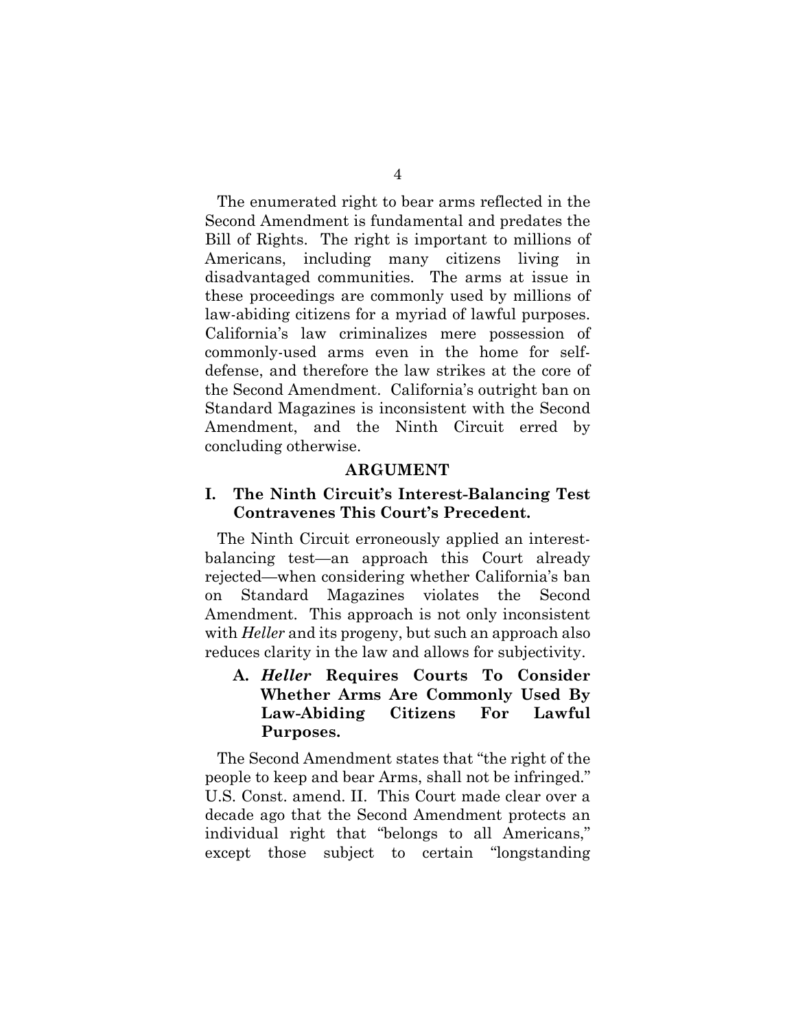The enumerated right to bear arms reflected in the Second Amendment is fundamental and predates the Bill of Rights. The right is important to millions of Americans, including many citizens living in disadvantaged communities. The arms at issue in these proceedings are commonly used by millions of law-abiding citizens for a myriad of lawful purposes. California's law criminalizes mere possession of commonly-used arms even in the home for self-defense, and therefore the law strikes at the core of the Second Amendment. California's outright ban on Standard Magazines is inconsistent with the Second Amendment, and the Ninth Circuit erred by concluding otherwise.

## ARGUMENT

### I. The Ninth Circuit's Interest-Balancing Test Contravenes This Court's Precedent.

The Ninth Circuit erroneously applied an interest-balancing test—an approach this Court already rejected—when considering whether California's ban on Standard Magazines violates the Second Amendment. This approach is not only inconsistent with *Heller* and its progeny, but such an approach also reduces clarity in the law and allows for subjectivity.

#### A. *Heller* Requires Courts To Consider Whether Arms Are Commonly Used By Law-Abiding Citizens For Lawful Purposes.

The Second Amendment states that "the right of the people to keep and bear Arms, shall not be infringed." U.S. Const. amend. II. This Court made clear over a decade ago that the Second Amendment protects an individual right that "belongs to all Americans," except those subject to certain "longstanding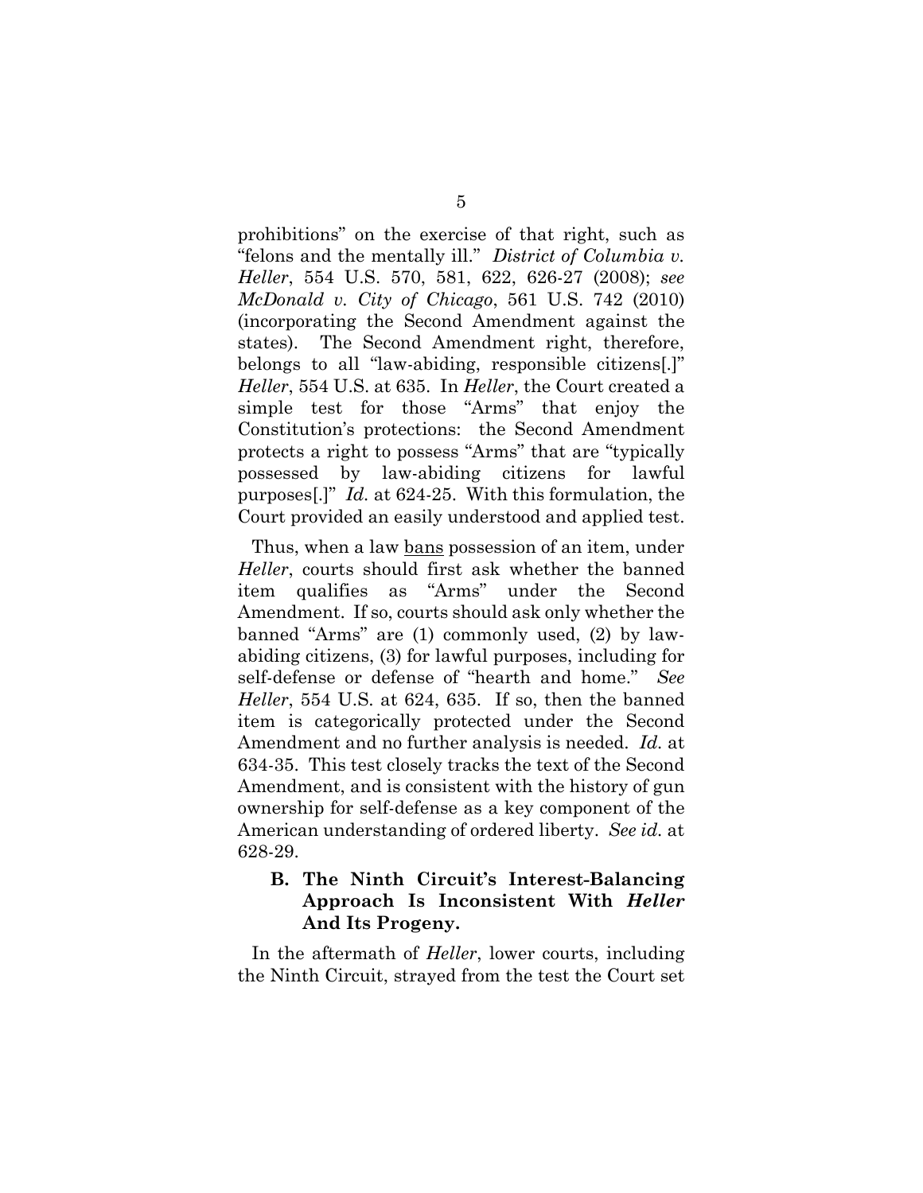prohibitions" on the exercise of that right, such as "felons and the mentally ill." *District of Columbia v. Heller*, 554 U.S. 570, 581, 622, 626-27 (2008); *see McDonald v. City of Chicago*, 561 U.S. 742 (2010) (incorporating the Second Amendment against the states). The Second Amendment right, therefore, belongs to all "law-abiding, responsible citizens[.]" *Heller*, 554 U.S. at 635. In *Heller*, the Court created a simple test for those "Arms" that enjoy the Constitution's protections: the Second Amendment protects a right to possess "Arms" that are "typically possessed by law-abiding citizens for lawful purposes[.]" *Id.* at 624-25. With this formulation, the Court provided an easily understood and applied test.

Thus, when a law <u>bans</u> possession of an item, under *Heller*, courts should first ask whether the banned item qualifies as "Arms" under the Second Amendment. If so, courts should ask only whether the banned "Arms" are (1) commonly used, (2) by law-abiding citizens, (3) for lawful purposes, including for self-defense or defense of "hearth and home." *See Heller*, 554 U.S. at 624, 635. If so, then the banned item is categorically protected under the Second Amendment and no further analysis is needed. *Id.* at 634-35. This test closely tracks the text of the Second Amendment, and is consistent with the history of gun ownership for self-defense as a key component of the American understanding of ordered liberty. *See id.* at 628-29.

### B. The Ninth Circuit's Interest-Balancing Approach Is Inconsistent With *Heller* And Its Progeny.

In the aftermath of *Heller*, lower courts, including the Ninth Circuit, strayed from the test the Court set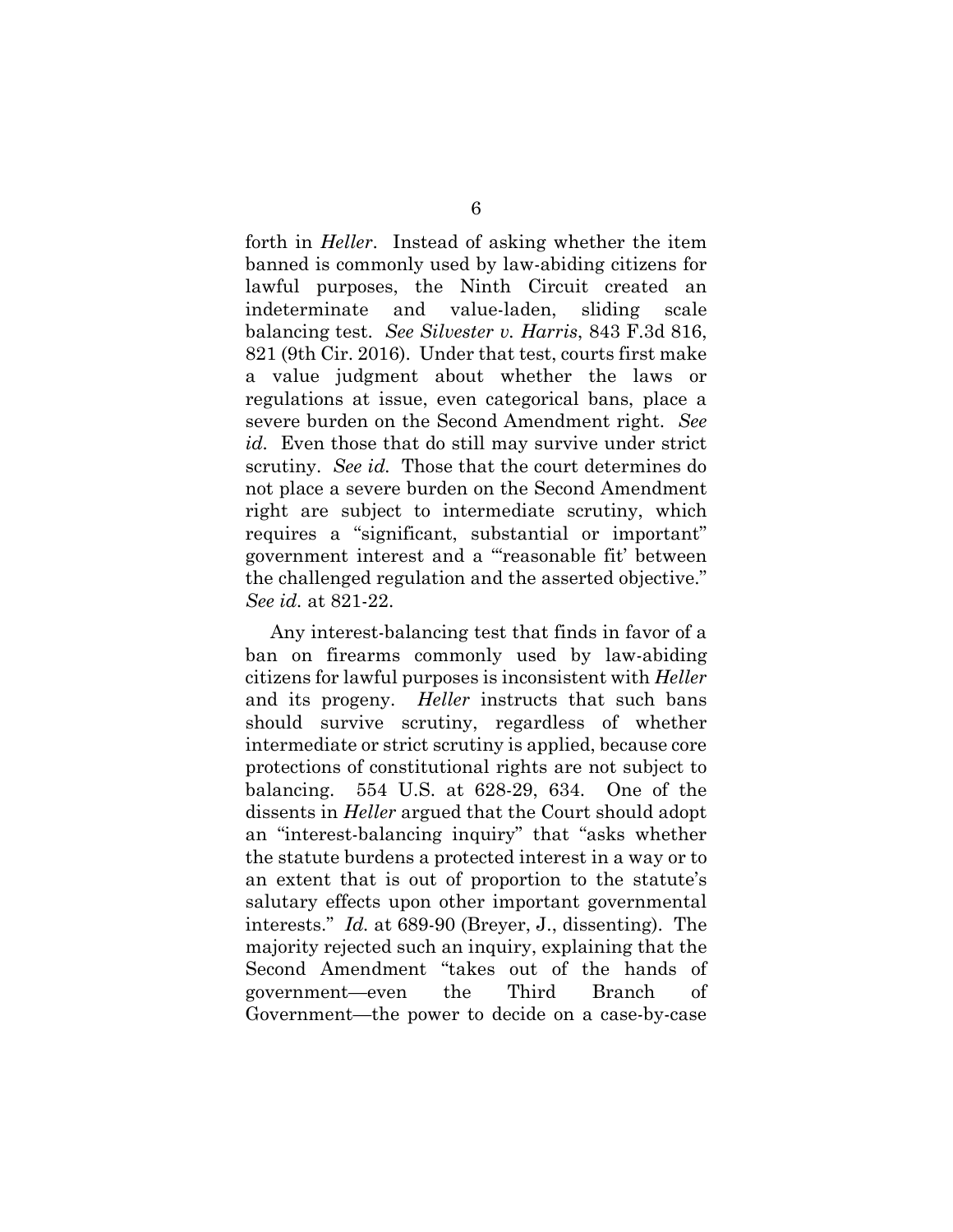forth in *Heller*. Instead of asking whether the item banned is commonly used by law-abiding citizens for lawful purposes, the Ninth Circuit created an indeterminate and value-laden, sliding scale balancing test. *See Silvester v. Harris*, 843 F.3d 816, 821 (9th Cir. 2016). Under that test, courts first make a value judgment about whether the laws or regulations at issue, even categorical bans, place a severe burden on the Second Amendment right. *See id.* Even those that do still may survive under strict scrutiny. *See id.* Those that the court determines do not place a severe burden on the Second Amendment right are subject to intermediate scrutiny, which requires a "significant, substantial or important" government interest and a "'reasonable fit' between the challenged regulation and the asserted objective." *See id.* at 821-22.

Any interest-balancing test that finds in favor of a ban on firearms commonly used by law-abiding citizens for lawful purposes is inconsistent with *Heller* and its progeny. *Heller* instructs that such bans should survive scrutiny, regardless of whether intermediate or strict scrutiny is applied, because core protections of constitutional rights are not subject to balancing. 554 U.S. at 628-29, 634. One of the dissents in *Heller* argued that the Court should adopt an "interest-balancing inquiry" that "asks whether the statute burdens a protected interest in a way or to an extent that is out of proportion to the statute's salutary effects upon other important governmental interests." *Id.* at 689-90 (Breyer, J., dissenting). The majority rejected such an inquiry, explaining that the Second Amendment "takes out of the hands of government—even the Third Branch of Government—the power to decide on a case-by-case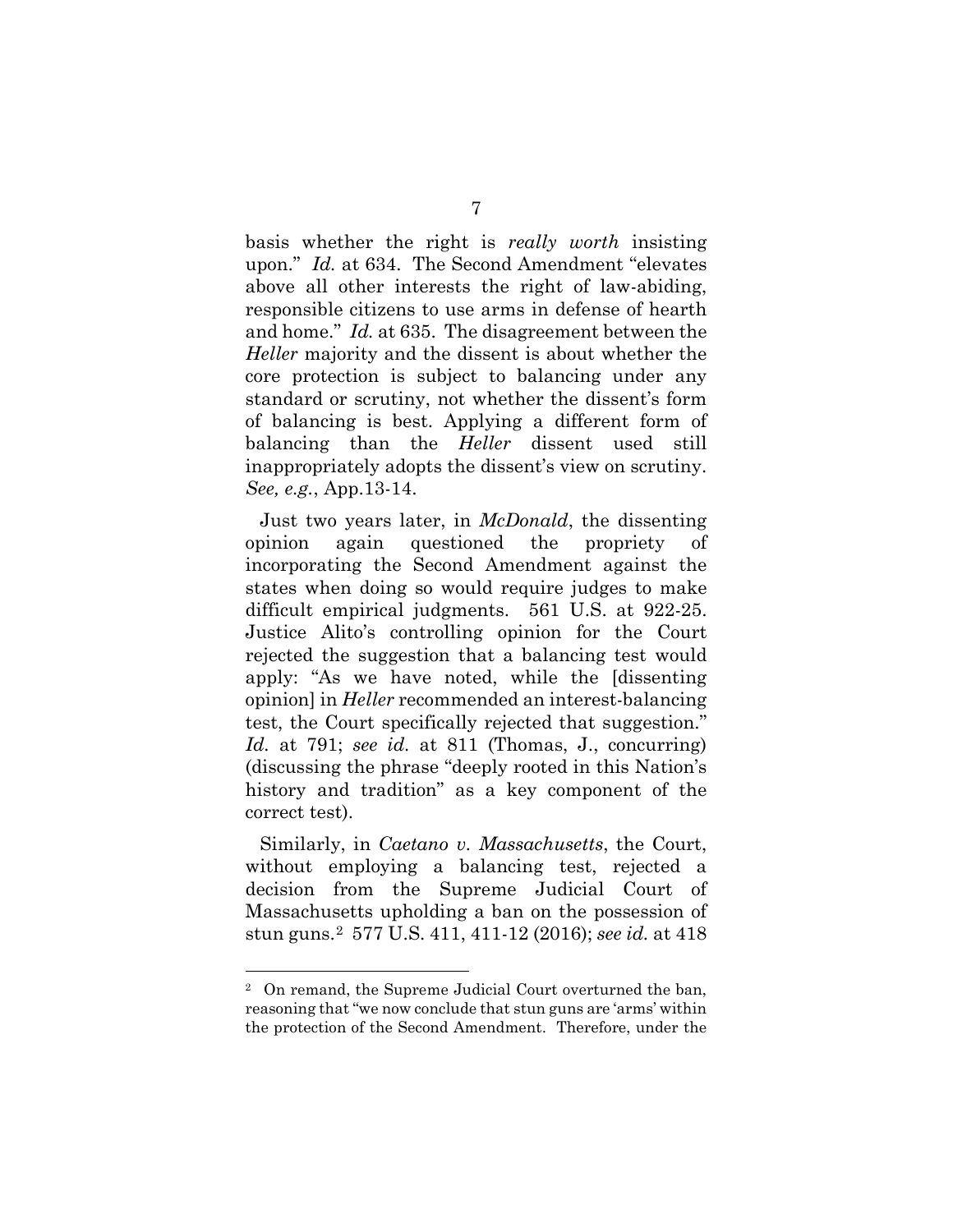basis whether the right is *really worth* insisting upon." *Id.* at 634. The Second Amendment "elevates above all other interests the right of law-abiding, responsible citizens to use arms in defense of hearth and home." *Id.* at 635. The disagreement between the *Heller* majority and the dissent is about whether the core protection is subject to balancing under any standard or scrutiny, not whether the dissent's form of balancing is best. Applying a different form of balancing than the *Heller* dissent used still inappropriately adopts the dissent's view on scrutiny. *See, e.g.*, App.13-14.

Just two years later, in *McDonald*, the dissenting opinion again questioned the propriety of incorporating the Second Amendment against the states when doing so would require judges to make difficult empirical judgments. 561 U.S. at 922-25. Justice Alito's controlling opinion for the Court rejected the suggestion that a balancing test would apply: "As we have noted, while the [dissenting opinion] in *Heller* recommended an interest-balancing test, the Court specifically rejected that suggestion." *Id.* at 791; *see id.* at 811 (Thomas, J., concurring) (discussing the phrase "deeply rooted in this Nation's history and tradition" as a key component of the correct test).

Similarly, in *Caetano v. Massachusetts*, the Court, without employing a balancing test, rejected a decision from the Supreme Judicial Court of Massachusetts upholding a ban on the possession of stun guns.[2] 577 U.S. 411, 411-12 (2016); *see id.* at 418

---

[2] On remand, the Supreme Judicial Court overturned the ban, reasoning that "we now conclude that stun guns are 'arms' within the protection of the Second Amendment. Therefore, under the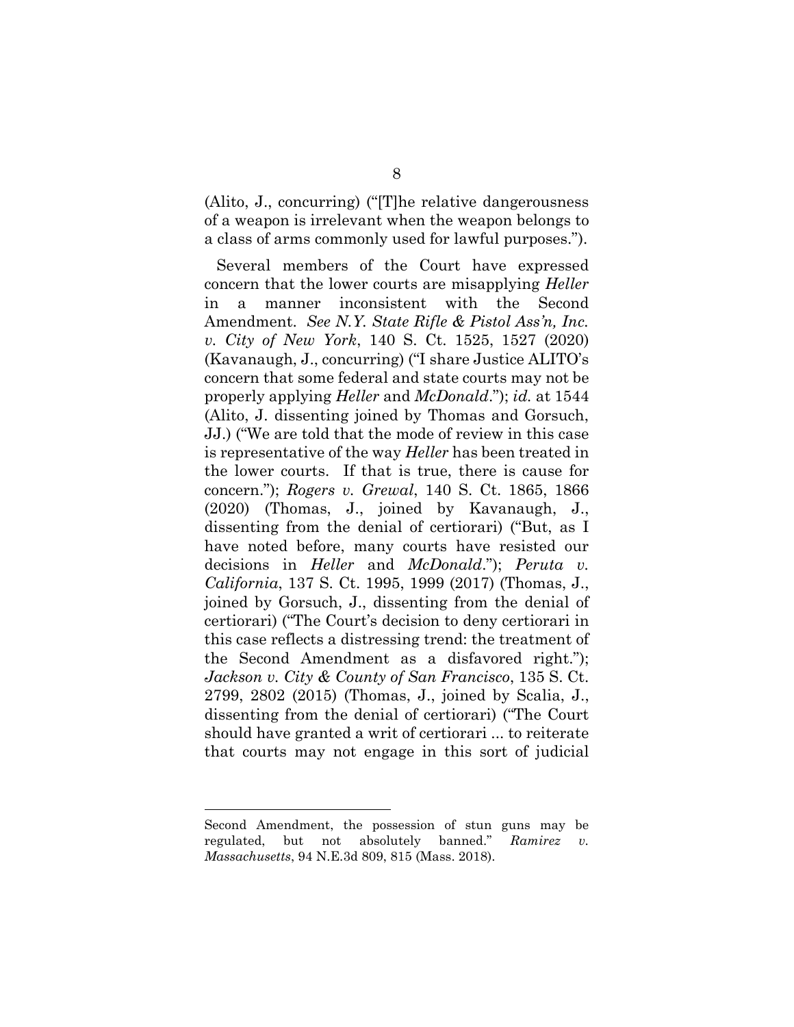(Alito, J., concurring) ("[T]he relative dangerousness of a weapon is irrelevant when the weapon belongs to a class of arms commonly used for lawful purposes.").

Several members of the Court have expressed concern that the lower courts are misapplying *Heller* in a manner inconsistent with the Second Amendment. *See N.Y. State Rifle & Pistol Ass'n, Inc. v. City of New York*, 140 S. Ct. 1525, 1527 (2020) (Kavanaugh, J., concurring) ("I share Justice ALITO's concern that some federal and state courts may not be properly applying *Heller* and *McDonald*."); *id.* at 1544 (Alito, J. dissenting joined by Thomas and Gorsuch, JJ.) ("We are told that the mode of review in this case is representative of the way *Heller* has been treated in the lower courts. If that is true, there is cause for concern."); *Rogers v. Grewal*, 140 S. Ct. 1865, 1866 (2020) (Thomas, J., joined by Kavanaugh, J., dissenting from the denial of certiorari) ("But, as I have noted before, many courts have resisted our decisions in *Heller* and *McDonald*."); *Peruta v. California*, 137 S. Ct. 1995, 1999 (2017) (Thomas, J., joined by Gorsuch, J., dissenting from the denial of certiorari) ("The Court's decision to deny certiorari in this case reflects a distressing trend: the treatment of the Second Amendment as a disfavored right."); *Jackson v. City & County of San Francisco*, 135 S. Ct. 2799, 2802 (2015) (Thomas, J., joined by Scalia, J., dissenting from the denial of certiorari) ("The Court should have granted a writ of certiorari ... to reiterate that courts may not engage in this sort of judicial

---

Second Amendment, the possession of stun guns may be regulated, but not absolutely banned." *Ramirez v. Massachusetts*, 94 N.E.3d 809, 815 (Mass. 2018).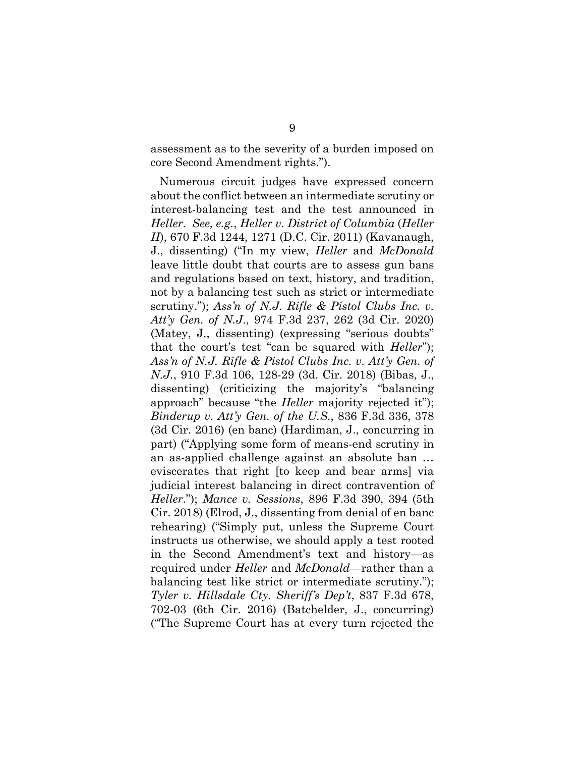assessment as to the severity of a burden imposed on core Second Amendment rights.").

Numerous circuit judges have expressed concern about the conflict between an intermediate scrutiny or interest-balancing test and the test announced in *Heller*. *See, e.g.*, *Heller v. District of Columbia* (*Heller II*), 670 F.3d 1244, 1271 (D.C. Cir. 2011) (Kavanaugh, J., dissenting) ("In my view, *Heller* and *McDonald* leave little doubt that courts are to assess gun bans and regulations based on text, history, and tradition, not by a balancing test such as strict or intermediate scrutiny."); *Ass'n of N.J. Rifle & Pistol Clubs Inc. v. Att'y Gen. of N.J.*, 974 F.3d 237, 262 (3d Cir. 2020) (Matey, J., dissenting) (expressing "serious doubts" that the court's test "can be squared with *Heller*"); *Ass'n of N.J. Rifle & Pistol Clubs Inc. v. Att'y Gen. of N.J.*, 910 F.3d 106, 128-29 (3d. Cir. 2018) (Bibas, J., dissenting) (criticizing the majority's "balancing approach" because "the *Heller* majority rejected it"); *Binderup v. Att'y Gen. of the U.S.*, 836 F.3d 336, 378 (3d Cir. 2016) (en banc) (Hardiman, J., concurring in part) ("Applying some form of means-end scrutiny in an as-applied challenge against an absolute ban … eviscerates that right [to keep and bear arms] via judicial interest balancing in direct contravention of *Heller*."); *Mance v. Sessions*, 896 F.3d 390, 394 (5th Cir. 2018) (Elrod, J., dissenting from denial of en banc rehearing) ("Simply put, unless the Supreme Court instructs us otherwise, we should apply a test rooted in the Second Amendment's text and history—as required under *Heller* and *McDonald*—rather than a balancing test like strict or intermediate scrutiny."); *Tyler v. Hillsdale Cty. Sheriff's Dep't*, 837 F.3d 678, 702-03 (6th Cir. 2016) (Batchelder, J., concurring) ("The Supreme Court has at every turn rejected the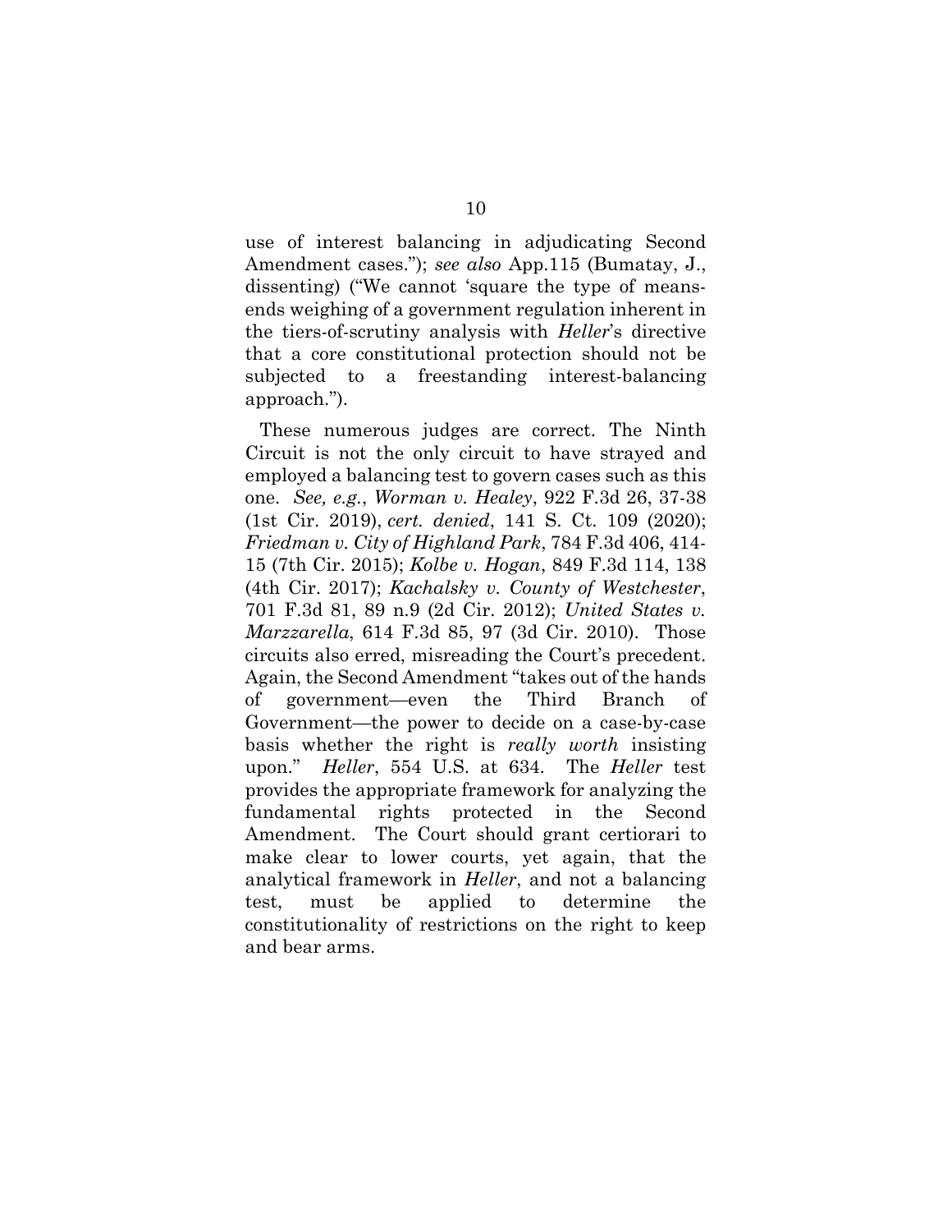use of interest balancing in adjudicating Second Amendment cases."); *see also* App.115 (Bumatay, J., dissenting) ("We cannot 'square the type of means-ends weighing of a government regulation inherent in the tiers-of-scrutiny analysis with *Heller*'s directive that a core constitutional protection should not be subjected to a freestanding interest-balancing approach.").

These numerous judges are correct. The Ninth Circuit is not the only circuit to have strayed and employed a balancing test to govern cases such as this one. *See, e.g.*, *Worman v. Healey*, 922 F.3d 26, 37-38 (1st Cir. 2019), *cert. denied*, 141 S. Ct. 109 (2020); *Friedman v. City of Highland Park*, 784 F.3d 406, 414-15 (7th Cir. 2015); *Kolbe v. Hogan*, 849 F.3d 114, 138 (4th Cir. 2017); *Kachalsky v. County of Westchester*, 701 F.3d 81, 89 n.9 (2d Cir. 2012); *United States v. Marzzarella*, 614 F.3d 85, 97 (3d Cir. 2010). Those circuits also erred, misreading the Court's precedent. Again, the Second Amendment "takes out of the hands of government—even the Third Branch of Government—the power to decide on a case-by-case basis whether the right is *really worth* insisting upon." *Heller*, 554 U.S. at 634. The *Heller* test provides the appropriate framework for analyzing the fundamental rights protected in the Second Amendment. The Court should grant certiorari to make clear to lower courts, yet again, that the analytical framework in *Heller*, and not a balancing test, must be applied to determine the constitutionality of restrictions on the right to keep and bear arms.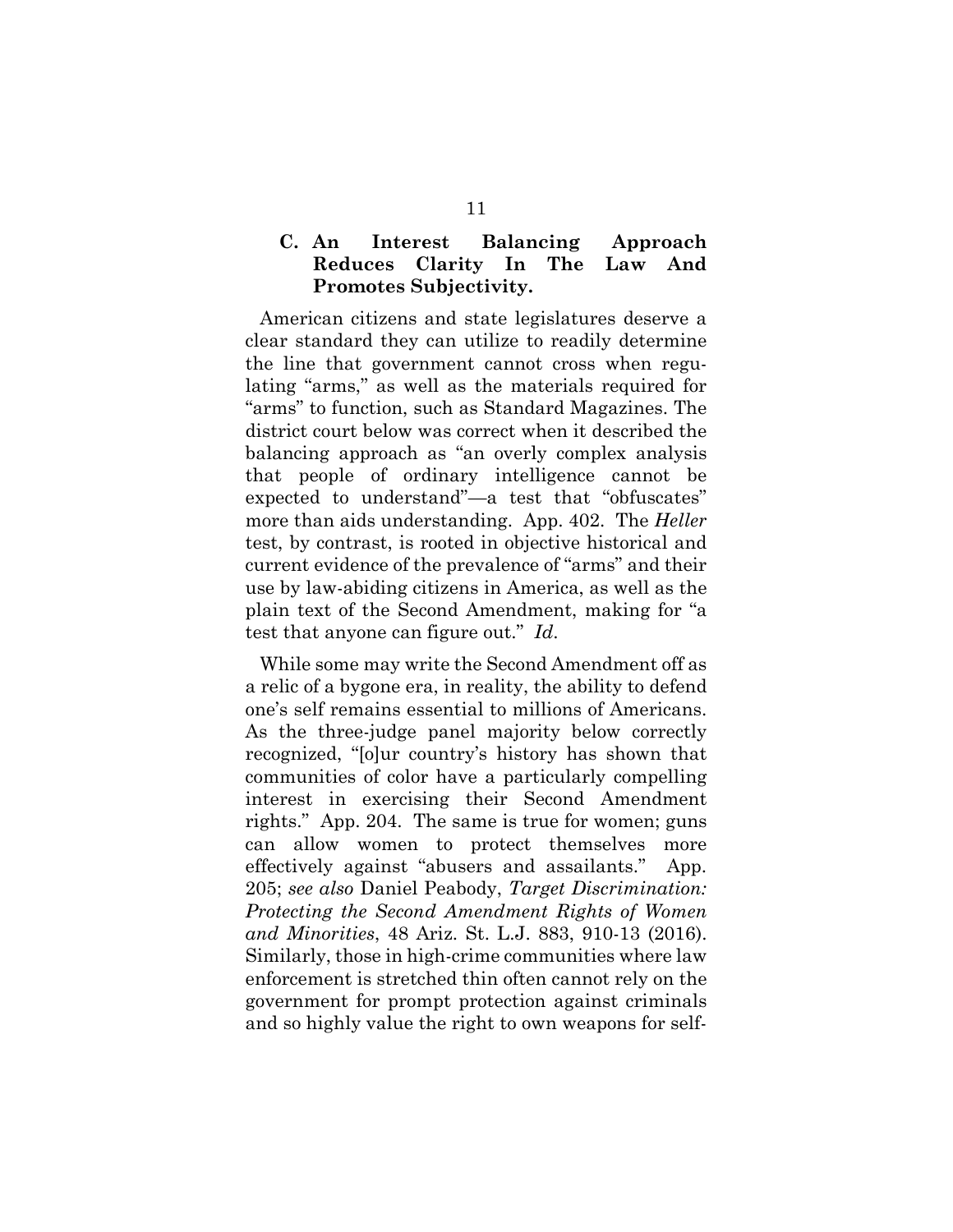### C. An Interest Balancing Approach Reduces Clarity In The Law And Promotes Subjectivity.

American citizens and state legislatures deserve a clear standard they can utilize to readily determine the line that government cannot cross when regulating "arms," as well as the materials required for "arms" to function, such as Standard Magazines. The district court below was correct when it described the balancing approach as "an overly complex analysis that people of ordinary intelligence cannot be expected to understand"—a test that "obfuscates" more than aids understanding. App. 402. The *Heller* test, by contrast, is rooted in objective historical and current evidence of the prevalence of "arms" and their use by law-abiding citizens in America, as well as the plain text of the Second Amendment, making for "a test that anyone can figure out." *Id*.

While some may write the Second Amendment off as a relic of a bygone era, in reality, the ability to defend one's self remains essential to millions of Americans. As the three-judge panel majority below correctly recognized, "[o]ur country's history has shown that communities of color have a particularly compelling interest in exercising their Second Amendment rights." App. 204. The same is true for women; guns can allow women to protect themselves more effectively against "abusers and assailants." App. 205; *see also* Daniel Peabody, *Target Discrimination: Protecting the Second Amendment Rights of Women and Minorities*, 48 Ariz. St. L.J. 883, 910-13 (2016). Similarly, those in high-crime communities where law enforcement is stretched thin often cannot rely on the government for prompt protection against criminals and so highly value the right to own weapons for self-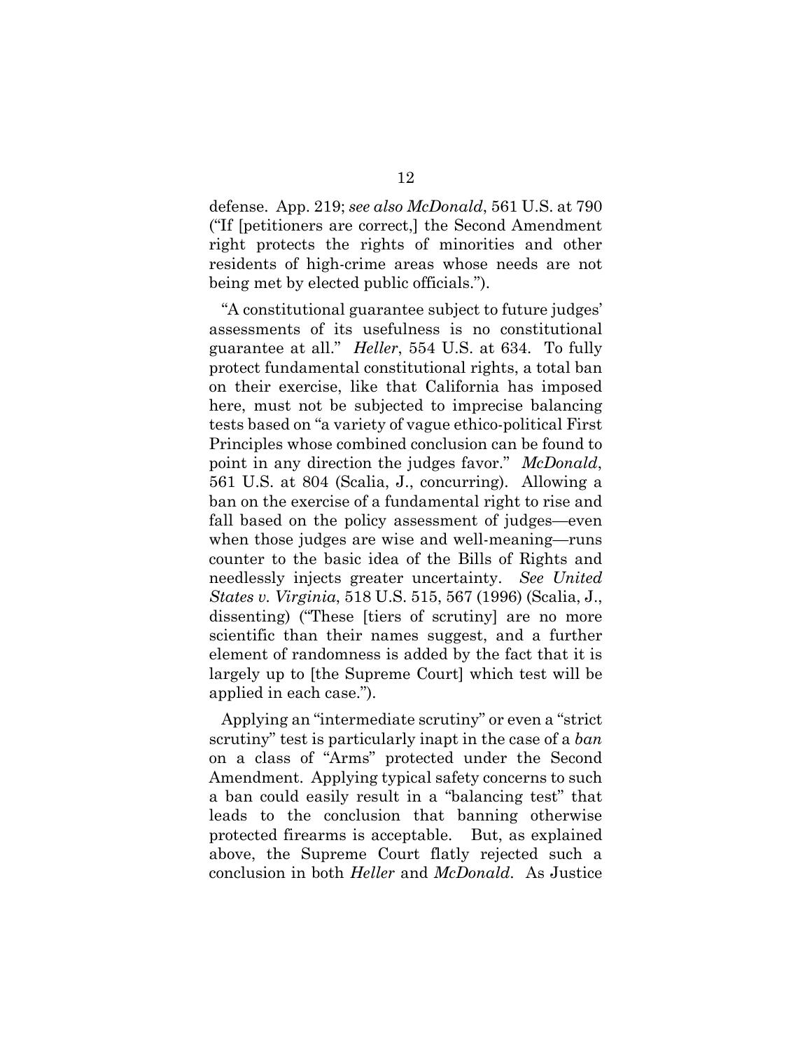defense. App. 219; *see also McDonald*, 561 U.S. at 790 ("If [petitioners are correct,] the Second Amendment right protects the rights of minorities and other residents of high-crime areas whose needs are not being met by elected public officials.").

"A constitutional guarantee subject to future judges' assessments of its usefulness is no constitutional guarantee at all." *Heller*, 554 U.S. at 634. To fully protect fundamental constitutional rights, a total ban on their exercise, like that California has imposed here, must not be subjected to imprecise balancing tests based on "a variety of vague ethico-political First Principles whose combined conclusion can be found to point in any direction the judges favor." *McDonald*, 561 U.S. at 804 (Scalia, J., concurring). Allowing a ban on the exercise of a fundamental right to rise and fall based on the policy assessment of judges—even when those judges are wise and well-meaning—runs counter to the basic idea of the Bills of Rights and needlessly injects greater uncertainty. *See United States v. Virginia*, 518 U.S. 515, 567 (1996) (Scalia, J., dissenting) ("These [tiers of scrutiny] are no more scientific than their names suggest, and a further element of randomness is added by the fact that it is largely up to [the Supreme Court] which test will be applied in each case.").

Applying an "intermediate scrutiny" or even a "strict scrutiny" test is particularly inapt in the case of a *ban* on a class of "Arms" protected under the Second Amendment. Applying typical safety concerns to such a ban could easily result in a "balancing test" that leads to the conclusion that banning otherwise protected firearms is acceptable. But, as explained above, the Supreme Court flatly rejected such a conclusion in both *Heller* and *McDonald*. As Justice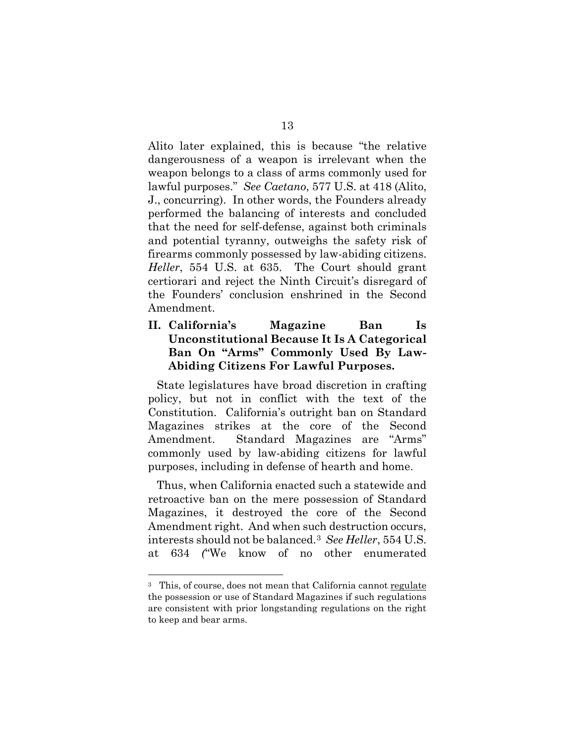Alito later explained, this is because "the relative dangerousness of a weapon is irrelevant when the weapon belongs to a class of arms commonly used for lawful purposes." *See Caetano*, 577 U.S. at 418 (Alito, J., concurring). In other words, the Founders already performed the balancing of interests and concluded that the need for self-defense, against both criminals and potential tyranny, outweighs the safety risk of firearms commonly possessed by law-abiding citizens. *Heller*, 554 U.S. at 635. The Court should grant certiorari and reject the Ninth Circuit's disregard of the Founders' conclusion enshrined in the Second Amendment.

## II. California's Magazine Ban Is Unconstitutional Because It Is A Categorical Ban On "Arms" Commonly Used By Law-Abiding Citizens For Lawful Purposes.

State legislatures have broad discretion in crafting policy, but not in conflict with the text of the Constitution. California's outright ban on Standard Magazines strikes at the core of the Second Amendment. Standard Magazines are "Arms" commonly used by law-abiding citizens for lawful purposes, including in defense of hearth and home.

Thus, when California enacted such a statewide and retroactive ban on the mere possession of Standard Magazines, it destroyed the core of the Second Amendment right. And when such destruction occurs, interests should not be balanced.[3] *See Heller*, 554 U.S. at 634 ("We know of no other enumerated

---

[3] This, of course, does not mean that California cannot regulate the possession or use of Standard Magazines if such regulations are consistent with prior longstanding regulations on the right to keep and bear arms.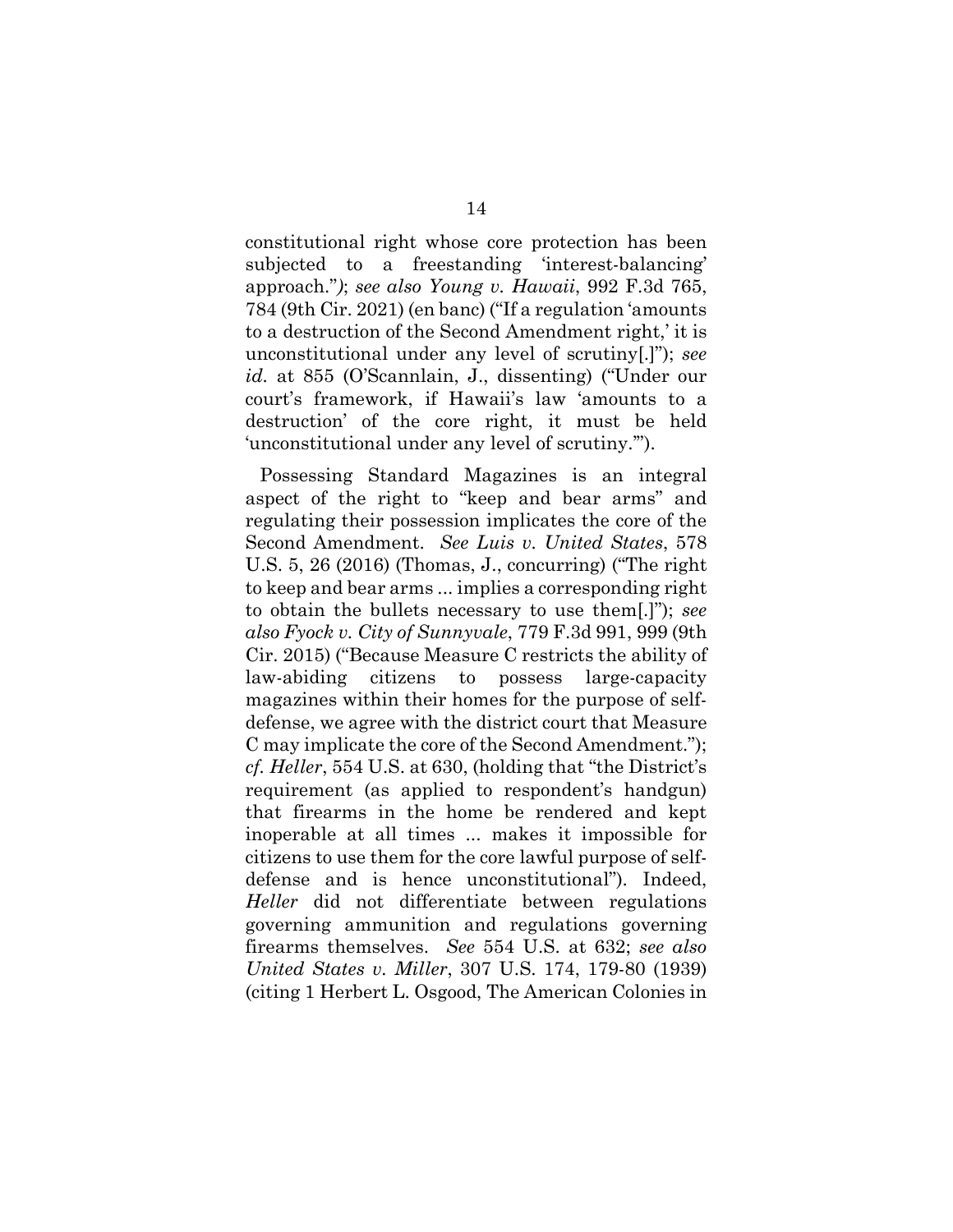constitutional right whose core protection has been subjected to a freestanding 'interest-balancing' approach."); *see also Young v. Hawaii*, 992 F.3d 765, 784 (9th Cir. 2021) (en banc) ("If a regulation 'amounts to a destruction of the Second Amendment right,' it is unconstitutional under any level of scrutiny[.]"); *see id*. at 855 (O'Scannlain, J., dissenting) ("Under our court's framework, if Hawaii's law 'amounts to a destruction' of the core right, it must be held 'unconstitutional under any level of scrutiny.'").

Possessing Standard Magazines is an integral aspect of the right to "keep and bear arms" and regulating their possession implicates the core of the Second Amendment. *See Luis v. United States*, 578 U.S. 5, 26 (2016) (Thomas, J., concurring) ("The right to keep and bear arms ... implies a corresponding right to obtain the bullets necessary to use them[.]"); *see also Fyock v. City of Sunnyvale*, 779 F.3d 991, 999 (9th Cir. 2015) ("Because Measure C restricts the ability of law-abiding citizens to possess large-capacity magazines within their homes for the purpose of self-defense, we agree with the district court that Measure C may implicate the core of the Second Amendment."); *cf. Heller*, 554 U.S. at 630, (holding that "the District's requirement (as applied to respondent's handgun) that firearms in the home be rendered and kept inoperable at all times ... makes it impossible for citizens to use them for the core lawful purpose of self-defense and is hence unconstitutional"). Indeed, *Heller* did not differentiate between regulations governing ammunition and regulations governing firearms themselves. *See* 554 U.S. at 632; *see also United States v. Miller*, 307 U.S. 174, 179-80 (1939) (citing 1 Herbert L. Osgood, The American Colonies in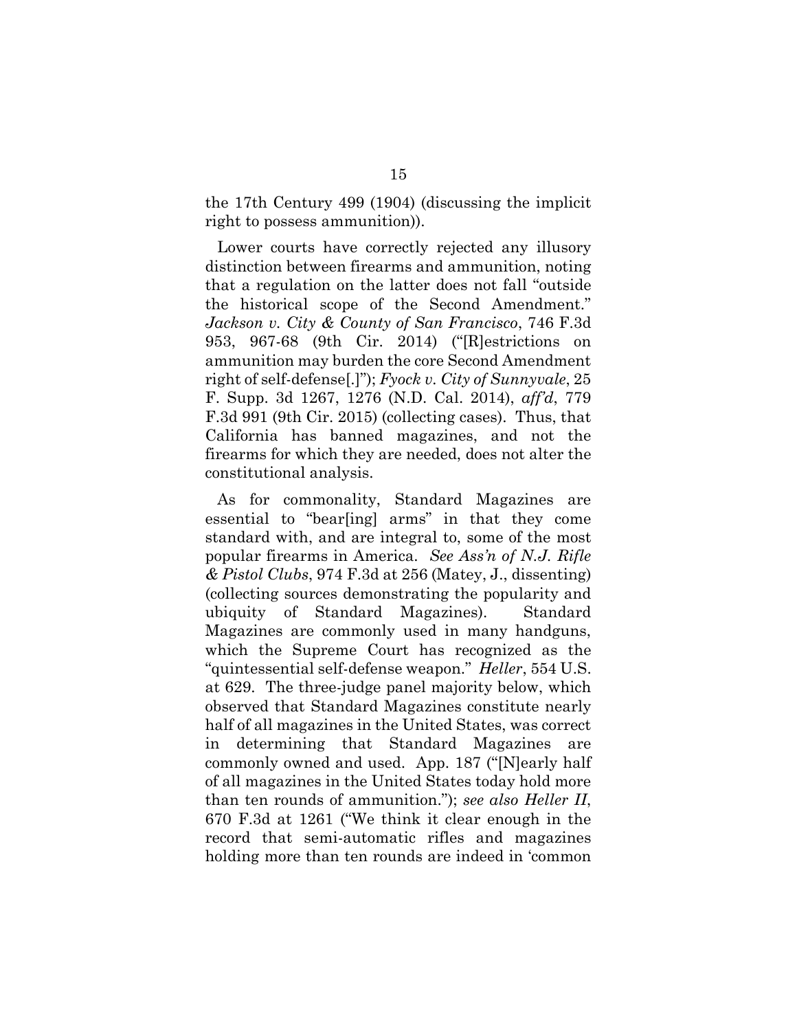the 17th Century 499 (1904) (discussing the implicit right to possess ammunition)).

Lower courts have correctly rejected any illusory distinction between firearms and ammunition, noting that a regulation on the latter does not fall "outside the historical scope of the Second Amendment." *Jackson v. City & County of San Francisco*, 746 F.3d 953, 967-68 (9th Cir. 2014) ("[R]estrictions on ammunition may burden the core Second Amendment right of self-defense[.]"); *Fyock v. City of Sunnyvale*, 25 F. Supp. 3d 1267, 1276 (N.D. Cal. 2014), *aff'd*, 779 F.3d 991 (9th Cir. 2015) (collecting cases). Thus, that California has banned magazines, and not the firearms for which they are needed, does not alter the constitutional analysis.

As for commonality, Standard Magazines are essential to "bear[ing] arms" in that they come standard with, and are integral to, some of the most popular firearms in America. *See Ass'n of N.J. Rifle & Pistol Clubs*, 974 F.3d at 256 (Matey, J., dissenting) (collecting sources demonstrating the popularity and ubiquity of Standard Magazines). Standard Magazines are commonly used in many handguns, which the Supreme Court has recognized as the "quintessential self-defense weapon." *Heller*, 554 U.S. at 629. The three-judge panel majority below, which observed that Standard Magazines constitute nearly half of all magazines in the United States, was correct in determining that Standard Magazines are commonly owned and used. App. 187 ("[N]early half of all magazines in the United States today hold more than ten rounds of ammunition."); *see also Heller II*, 670 F.3d at 1261 ("We think it clear enough in the record that semi-automatic rifles and magazines holding more than ten rounds are indeed in 'common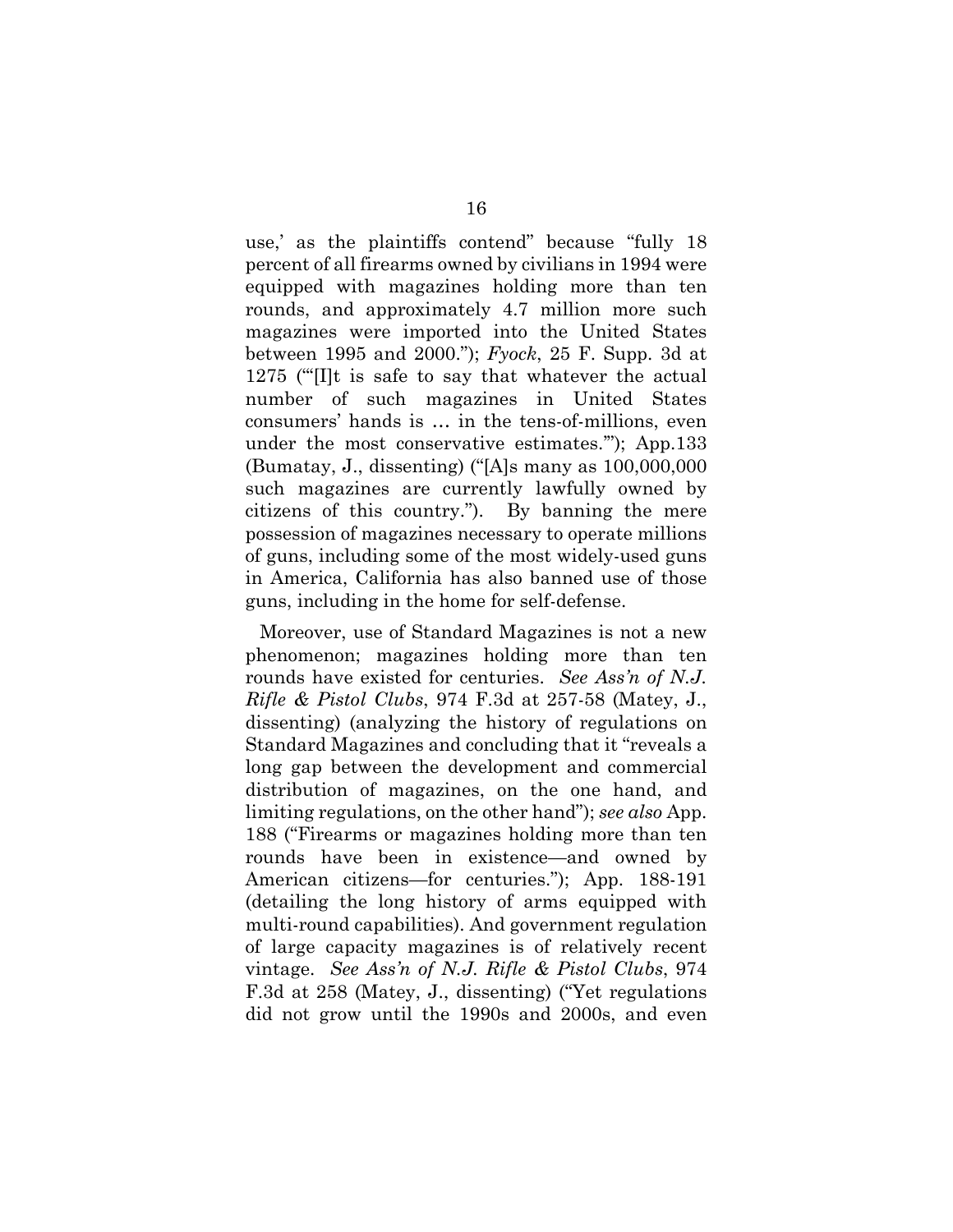use,' as the plaintiffs contend" because "fully 18 percent of all firearms owned by civilians in 1994 were equipped with magazines holding more than ten rounds, and approximately 4.7 million more such magazines were imported into the United States between 1995 and 2000."); *Fyock*, 25 F. Supp. 3d at 1275 ("'[I]t is safe to say that whatever the actual number of such magazines in United States consumers' hands is … in the tens-of-millions, even under the most conservative estimates.'"); App.133 (Bumatay, J., dissenting) ("[A]s many as 100,000,000 such magazines are currently lawfully owned by citizens of this country."). By banning the mere possession of magazines necessary to operate millions of guns, including some of the most widely-used guns in America, California has also banned use of those guns, including in the home for self-defense.

Moreover, use of Standard Magazines is not a new phenomenon; magazines holding more than ten rounds have existed for centuries. *See Ass'n of N.J. Rifle & Pistol Clubs*, 974 F.3d at 257-58 (Matey, J., dissenting) (analyzing the history of regulations on Standard Magazines and concluding that it "reveals a long gap between the development and commercial distribution of magazines, on the one hand, and limiting regulations, on the other hand"); *see also* App. 188 ("Firearms or magazines holding more than ten rounds have been in existence—and owned by American citizens—for centuries."); App. 188-191 (detailing the long history of arms equipped with multi-round capabilities). And government regulation of large capacity magazines is of relatively recent vintage. *See Ass'n of N.J. Rifle & Pistol Clubs*, 974 F.3d at 258 (Matey, J., dissenting) ("Yet regulations did not grow until the 1990s and 2000s, and even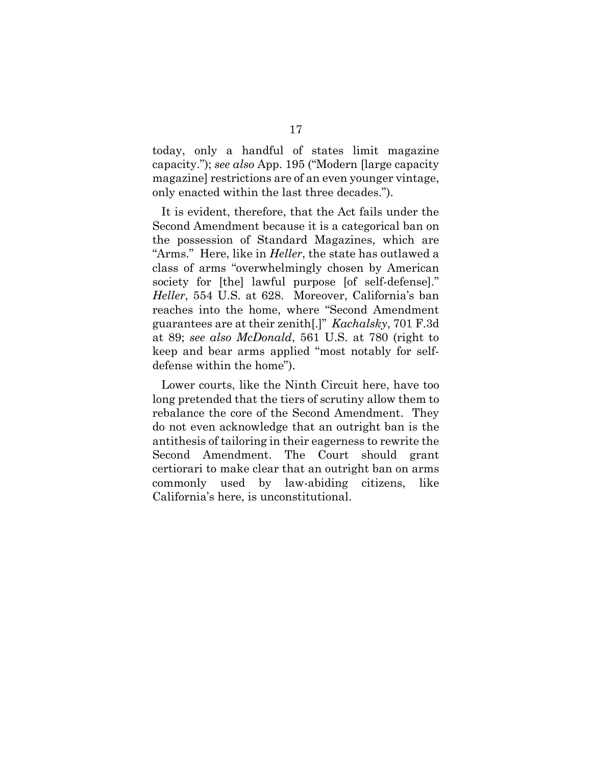today, only a handful of states limit magazine capacity."); *see also* App. 195 ("Modern [large capacity magazine] restrictions are of an even younger vintage, only enacted within the last three decades.").

It is evident, therefore, that the Act fails under the Second Amendment because it is a categorical ban on the possession of Standard Magazines, which are "Arms." Here, like in *Heller*, the state has outlawed a class of arms "overwhelmingly chosen by American society for [the] lawful purpose [of self-defense]." *Heller*, 554 U.S. at 628. Moreover, California's ban reaches into the home, where "Second Amendment guarantees are at their zenith[.]" *Kachalsky*, 701 F.3d at 89; *see also McDonald*, 561 U.S. at 780 (right to keep and bear arms applied "most notably for self-defense within the home").

Lower courts, like the Ninth Circuit here, have too long pretended that the tiers of scrutiny allow them to rebalance the core of the Second Amendment. They do not even acknowledge that an outright ban is the antithesis of tailoring in their eagerness to rewrite the Second Amendment. The Court should grant certiorari to make clear that an outright ban on arms commonly used by law-abiding citizens, like California's here, is unconstitutional.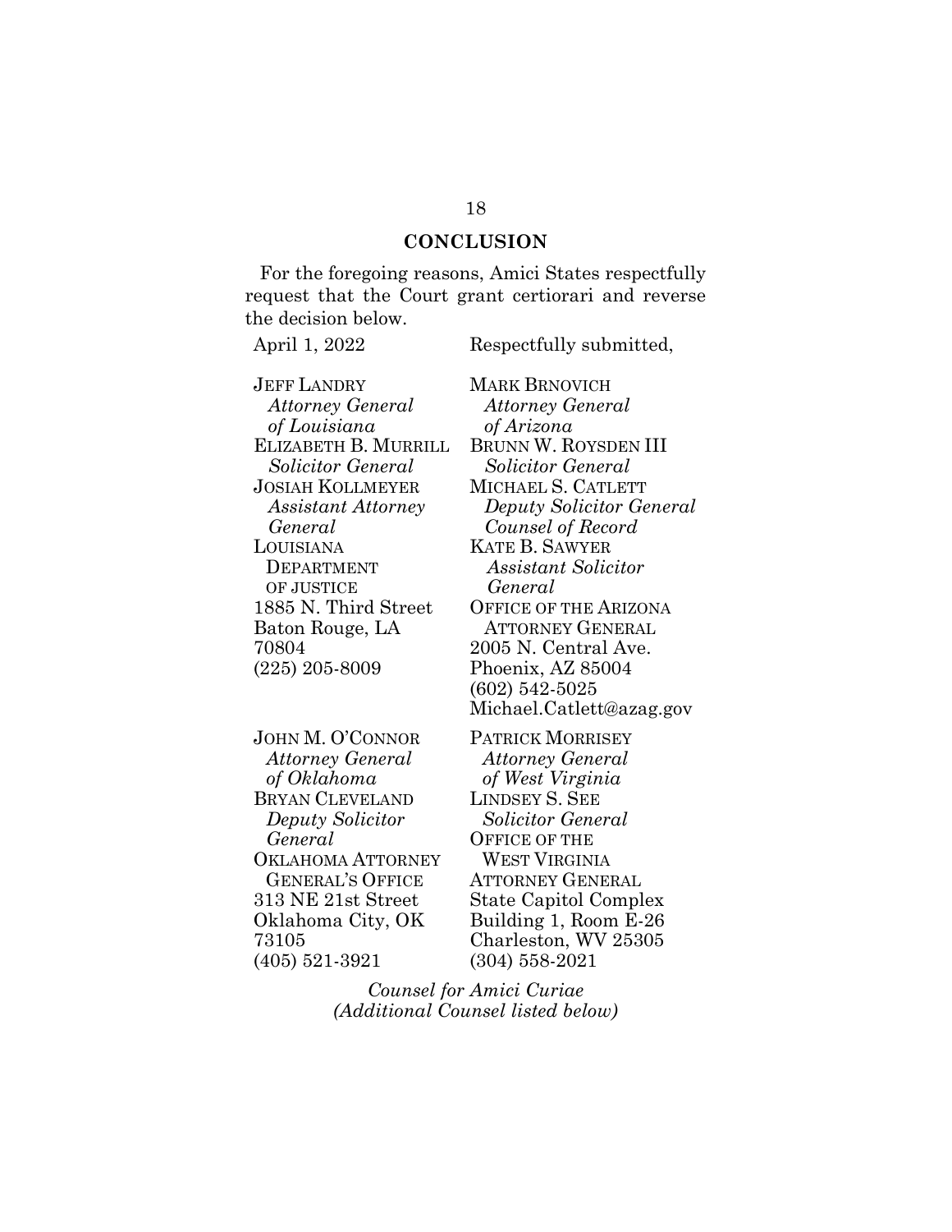## CONCLUSION

For the foregoing reasons, Amici States respectfully request that the Court grant certiorari and reverse the decision below.

April 1, 2022

Respectfully submitted,

JEFF LANDRY
*Attorney General of Louisiana*
ELIZABETH B. MURRILL
*Solicitor General*
JOSIAH KOLLMEYER
*Assistant Attorney General*
LOUISIANA DEPARTMENT OF JUSTICE
1885 N. Third Street
Baton Rouge, LA 70804
(225) 205-8009

MARK BRNOVICH
*Attorney General of Arizona*
BRUNN W. ROYSDEN III
*Solicitor General*
MICHAEL S. CATLETT
*Deputy Solicitor General*
*Counsel of Record*
KATE B. SAWYER
*Assistant Solicitor General*
OFFICE OF THE ARIZONA ATTORNEY GENERAL
2005 N. Central Ave.
Phoenix, AZ 85004
(602) 542-5025
Michael.Catlett@azag.gov

JOHN M. O'CONNOR
*Attorney General of Oklahoma*
BRYAN CLEVELAND
*Deputy Solicitor General*
OKLAHOMA ATTORNEY GENERAL'S OFFICE
313 NE 21st Street
Oklahoma City, OK 73105
(405) 521-3921

PATRICK MORRISEY
*Attorney General of West Virginia*
LINDSEY S. SEE
*Solicitor General*
OFFICE OF THE WEST VIRGINIA ATTORNEY GENERAL
State Capitol Complex
Building 1, Room E-26
Charleston, WV 25305
(304) 558-2021

*Counsel for Amici Curiae*
*(Additional Counsel listed below)*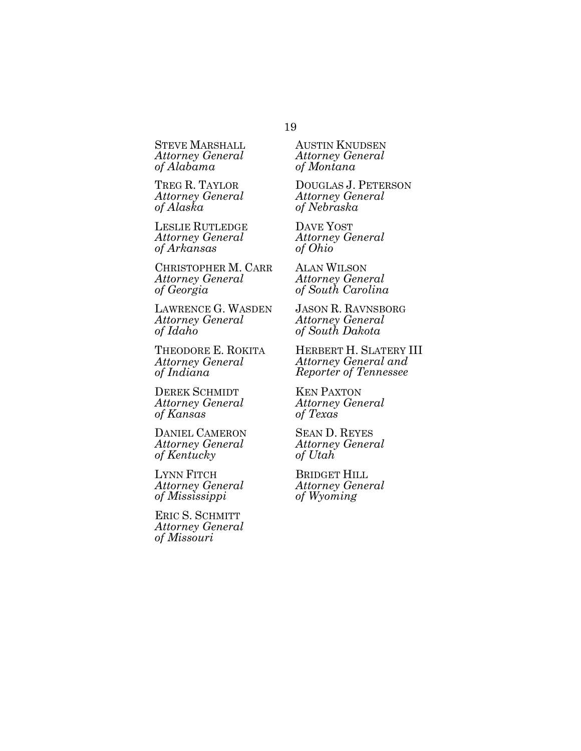STEVE MARSHALL
*Attorney General of Alabama*

TREG R. TAYLOR
*Attorney General of Alaska*

LESLIE RUTLEDGE
*Attorney General of Arkansas*

CHRISTOPHER M. CARR
*Attorney General of Georgia*

LAWRENCE G. WASDEN
*Attorney General of Idaho*

THEODORE E. ROKITA
*Attorney General of Indiana*

DEREK SCHMIDT
*Attorney General of Kansas*

DANIEL CAMERON
*Attorney General of Kentucky*

LYNN FITCH
*Attorney General of Mississippi*

ERIC S. SCHMITT
*Attorney General of Missouri*

AUSTIN KNUDSEN
*Attorney General of Montana*

DOUGLAS J. PETERSON
*Attorney General of Nebraska*

DAVE YOST
*Attorney General of Ohio*

ALAN WILSON
*Attorney General of South Carolina*

JASON R. RAVNSBORG
*Attorney General of South Dakota*

HERBERT H. SLATERY III
*Attorney General and Reporter of Tennessee*

KEN PAXTON
*Attorney General of Texas*

SEAN D. REYES
*Attorney General of Utah*

BRIDGET HILL
*Attorney General of Wyoming*